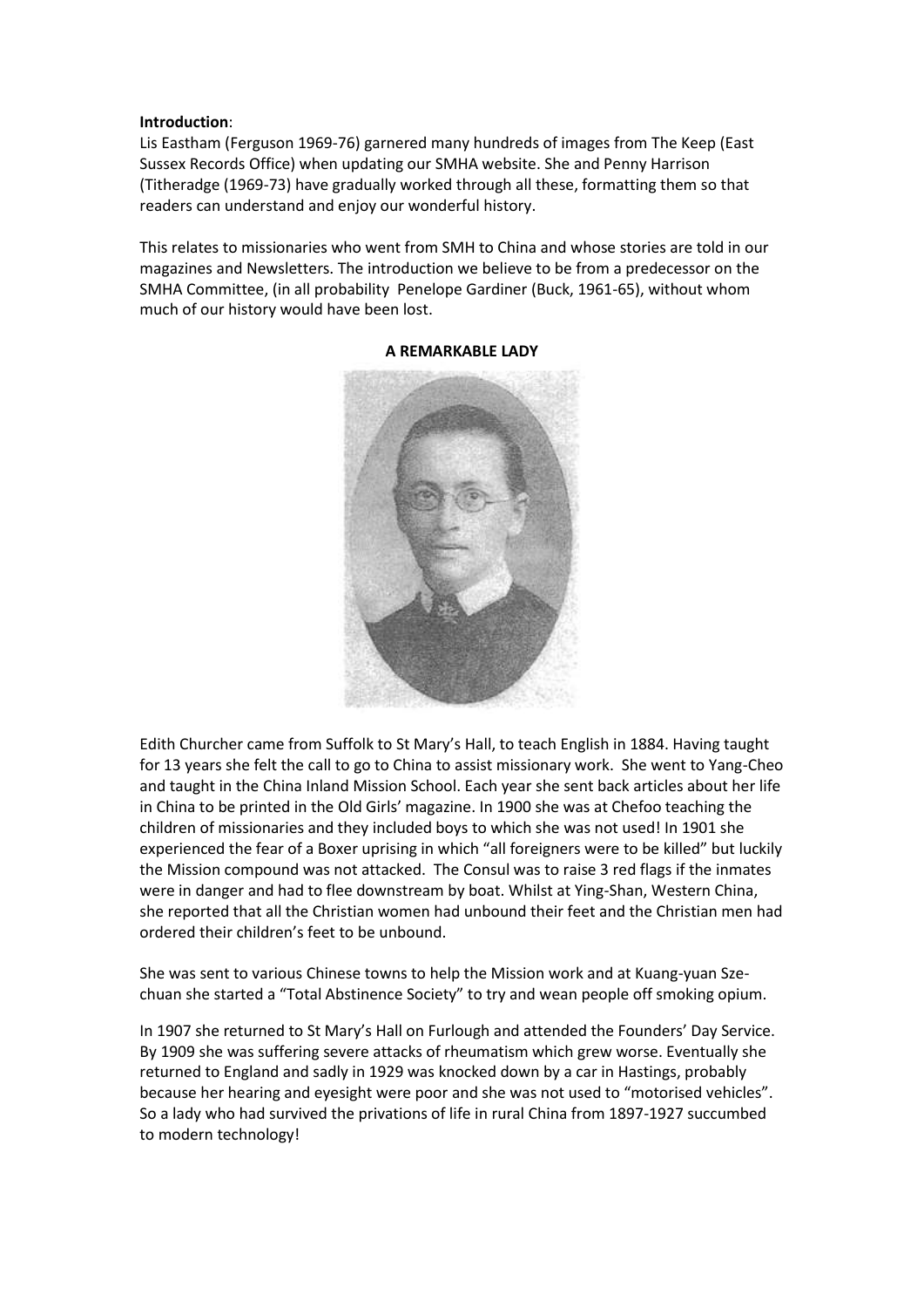**Introduction**:
Lis Eastham (Ferguson 1969-76) garnered many hundreds of images from The Keep (East Sussex Records Office) when updating our SMHA website. She and Penny Harrison (Titheradge (1969-73) have gradually worked through all these, formatting them so that readers can understand and enjoy our wonderful history.

This relates to missionaries who went from SMH to China and whose stories are told in our magazines and Newsletters. The introduction we believe to be from a predecessor on the SMHA Committee, (in all probability Penelope Gardiner (Buck, 1961-65), without whom much of our history would have been lost.

**A REMARKABLE LADY**

Edith Churcher came from Suffolk to St Mary's Hall, to teach English in 1884. Having taught for 13 years she felt the call to go to China to assist missionary work. She went to Yang-Cheo and taught in the China Inland Mission School. Each year she sent back articles about her life in China to be printed in the Old Girls' magazine. In 1900 she was at Chefoo teaching the children of missionaries and they included boys to which she was not used! In 1901 she experienced the fear of a Boxer uprising in which "all foreigners were to be killed" but luckily the Mission compound was not attacked. The Consul was to raise 3 red flags if the inmates were in danger and had to flee downstream by boat. Whilst at Ying-Shan, Western China, she reported that all the Christian women had unbound their feet and the Christian men had ordered their children's feet to be unbound.

She was sent to various Chinese towns to help the Mission work and at Kuang-yuan Sze-chuan she started a "Total Abstinence Society" to try and wean people off smoking opium.

In 1907 she returned to St Mary's Hall on Furlough and attended the Founders' Day Service. By 1909 she was suffering severe attacks of rheumatism which grew worse. Eventually she returned to England and sadly in 1929 was knocked down by a car in Hastings, probably because her hearing and eyesight were poor and she was not used to "motorised vehicles". So a lady who had survived the privations of life in rural China from 1897-1927 succumbed to modern technology!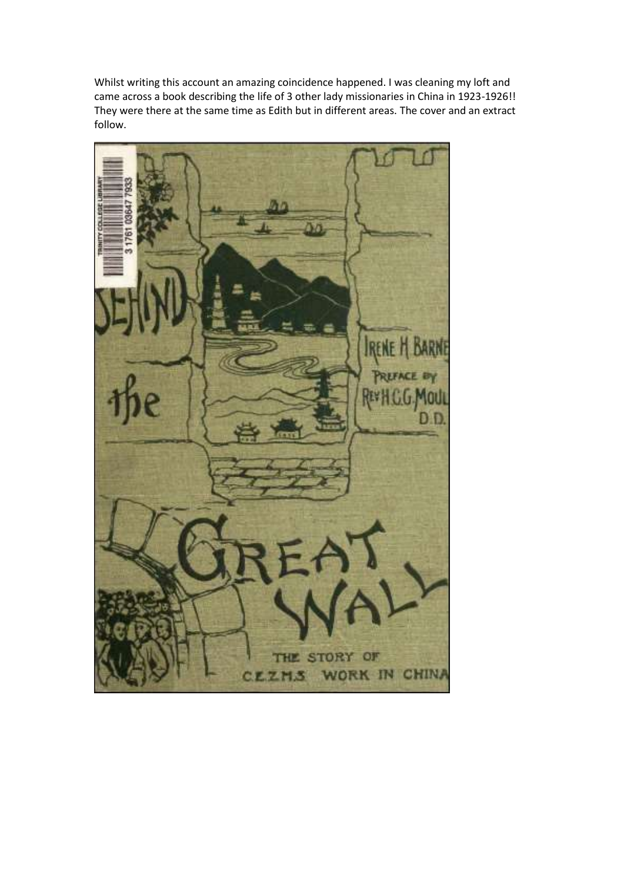Whilst writing this account an amazing coincidence happened. I was cleaning my loft and came across a book describing the life of 3 other lady missionaries in China in 1923-1926!! They were there at the same time as Edith but in different areas. The cover and an extract follow.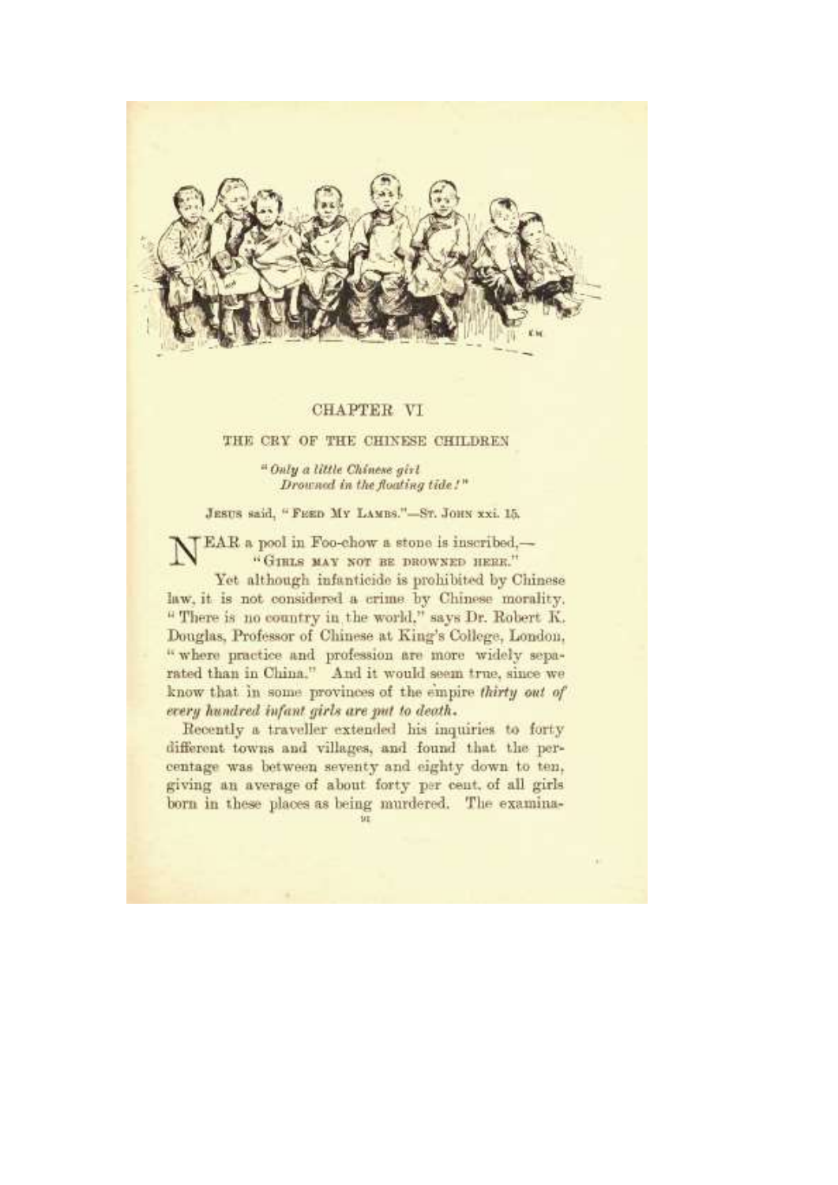## CHAPTER VI

### THE CRY OF THE CHINESE CHILDREN

*"Only a little Chinese girl*
*Drowned in the floating tide!"*

JESUS said, "FEED MY LAMBS."—ST. JOHN xxi. 15.

NEAR a pool in Foo-chow a stone is inscribed,—
"GIRLS MAY NOT BE DROWNED HERE."

Yet although infanticide is prohibited by Chinese law, it is not considered a crime by Chinese morality. "There is no country in the world," says Dr. Robert K. Douglas, Professor of Chinese at King's College, London, "where practice and profession are more widely separated than in China." And it would seem true, since we know that in some provinces of the empire *thirty out of every hundred infant girls are put to death.*

Recently a traveller extended his inquiries to forty different towns and villages, and found that the percentage was between seventy and eighty down to ten, giving an average of about forty per cent. of all girls born in these places as being murdered. The examina-